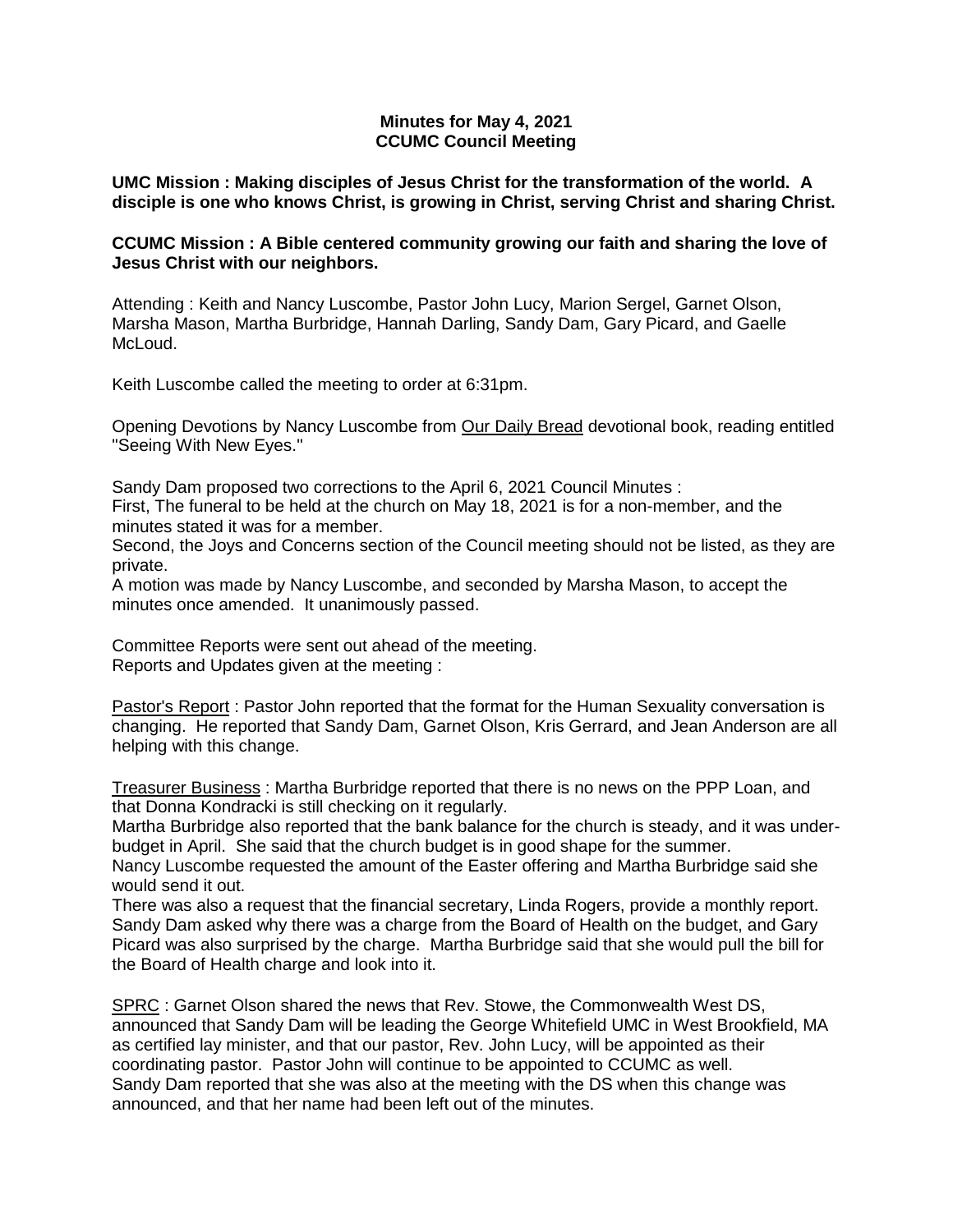**Minutes for May 4, 2021**
**CCUMC Council Meeting**

**UMC Mission : Making disciples of Jesus Christ for the transformation of the world. A disciple is one who knows Christ, is growing in Christ, serving Christ and sharing Christ.**

**CCUMC Mission : A Bible centered community growing our faith and sharing the love of Jesus Christ with our neighbors.**

Attending : Keith and Nancy Luscombe, Pastor John Lucy, Marion Sergel, Garnet Olson, Marsha Mason, Martha Burbridge, Hannah Darling, Sandy Dam, Gary Picard, and Gaelle McLoud.

Keith Luscombe called the meeting to order at 6:31pm.

Opening Devotions by Nancy Luscombe from Our Daily Bread devotional book, reading entitled "Seeing With New Eyes."

Sandy Dam proposed two corrections to the April 6, 2021 Council Minutes :
First, The funeral to be held at the church on May 18, 2021 is for a non-member, and the minutes stated it was for a member.
Second, the Joys and Concerns section of the Council meeting should not be listed, as they are private.
A motion was made by Nancy Luscombe, and seconded by Marsha Mason, to accept the minutes once amended. It unanimously passed.

Committee Reports were sent out ahead of the meeting.
Reports and Updates given at the meeting :

Pastor's Report : Pastor John reported that the format for the Human Sexuality conversation is changing. He reported that Sandy Dam, Garnet Olson, Kris Gerrard, and Jean Anderson are all helping with this change.

Treasurer Business : Martha Burbridge reported that there is no news on the PPP Loan, and that Donna Kondracki is still checking on it regularly.
Martha Burbridge also reported that the bank balance for the church is steady, and it was under-budget in April. She said that the church budget is in good shape for the summer.
Nancy Luscombe requested the amount of the Easter offering and Martha Burbridge said she would send it out.
There was also a request that the financial secretary, Linda Rogers, provide a monthly report.
Sandy Dam asked why there was a charge from the Board of Health on the budget, and Gary Picard was also surprised by the charge. Martha Burbridge said that she would pull the bill for the Board of Health charge and look into it.

SPRC : Garnet Olson shared the news that Rev. Stowe, the Commonwealth West DS, announced that Sandy Dam will be leading the George Whitefield UMC in West Brookfield, MA as certified lay minister, and that our pastor, Rev. John Lucy, will be appointed as their coordinating pastor. Pastor John will continue to be appointed to CCUMC as well.
Sandy Dam reported that she was also at the meeting with the DS when this change was announced, and that her name had been left out of the minutes.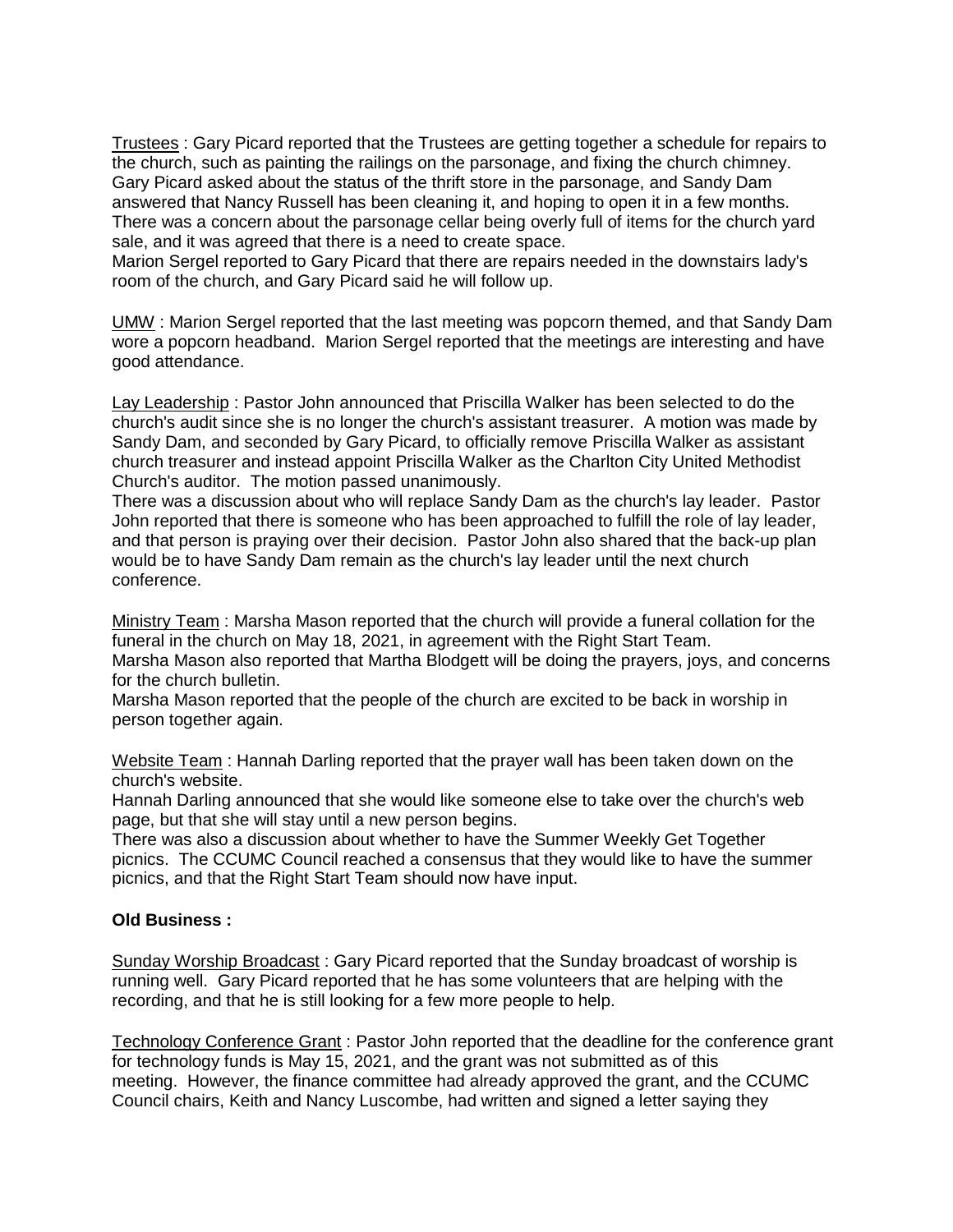Trustees : Gary Picard reported that the Trustees are getting together a schedule for repairs to the church, such as painting the railings on the parsonage, and fixing the church chimney. Gary Picard asked about the status of the thrift store in the parsonage, and Sandy Dam answered that Nancy Russell has been cleaning it, and hoping to open it in a few months. There was a concern about the parsonage cellar being overly full of items for the church yard sale, and it was agreed that there is a need to create space.
Marion Sergel reported to Gary Picard that there are repairs needed in the downstairs lady's room of the church, and Gary Picard said he will follow up.

UMW : Marion Sergel reported that the last meeting was popcorn themed, and that Sandy Dam wore a popcorn headband. Marion Sergel reported that the meetings are interesting and have good attendance.

Lay Leadership : Pastor John announced that Priscilla Walker has been selected to do the church's audit since she is no longer the church's assistant treasurer. A motion was made by Sandy Dam, and seconded by Gary Picard, to officially remove Priscilla Walker as assistant church treasurer and instead appoint Priscilla Walker as the Charlton City United Methodist Church's auditor. The motion passed unanimously.
There was a discussion about who will replace Sandy Dam as the church's lay leader. Pastor John reported that there is someone who has been approached to fulfill the role of lay leader, and that person is praying over their decision. Pastor John also shared that the back-up plan would be to have Sandy Dam remain as the church's lay leader until the next church conference.

Ministry Team : Marsha Mason reported that the church will provide a funeral collation for the funeral in the church on May 18, 2021, in agreement with the Right Start Team.
Marsha Mason also reported that Martha Blodgett will be doing the prayers, joys, and concerns for the church bulletin.
Marsha Mason reported that the people of the church are excited to be back in worship in person together again.

Website Team : Hannah Darling reported that the prayer wall has been taken down on the church's website.
Hannah Darling announced that she would like someone else to take over the church's web page, but that she will stay until a new person begins.
There was also a discussion about whether to have the Summer Weekly Get Together picnics. The CCUMC Council reached a consensus that they would like to have the summer picnics, and that the Right Start Team should now have input.

**Old Business :**

Sunday Worship Broadcast : Gary Picard reported that the Sunday broadcast of worship is running well. Gary Picard reported that he has some volunteers that are helping with the recording, and that he is still looking for a few more people to help.

Technology Conference Grant : Pastor John reported that the deadline for the conference grant for technology funds is May 15, 2021, and the grant was not submitted as of this meeting. However, the finance committee had already approved the grant, and the CCUMC Council chairs, Keith and Nancy Luscombe, had written and signed a letter saying they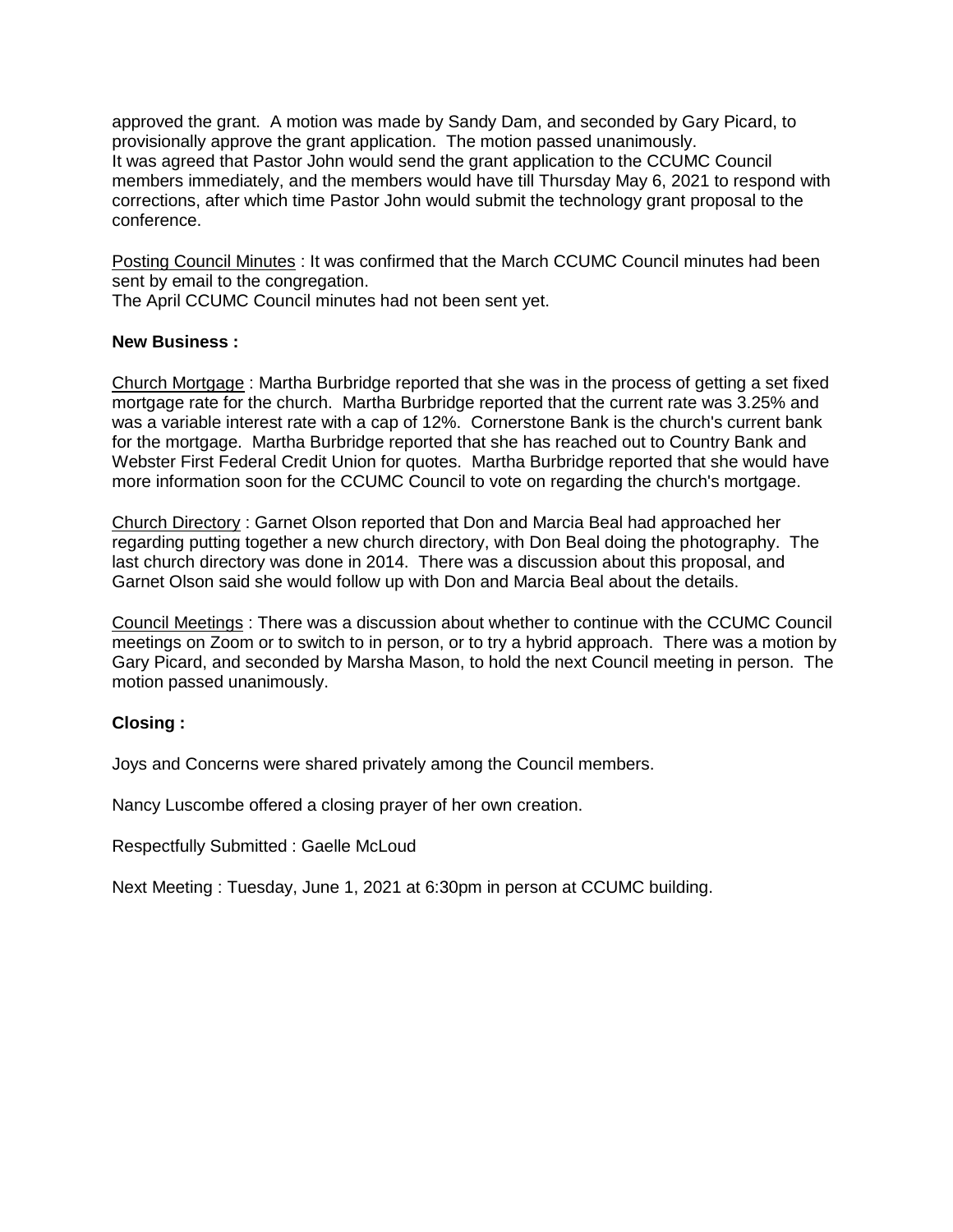approved the grant. A motion was made by Sandy Dam, and seconded by Gary Picard, to provisionally approve the grant application. The motion passed unanimously.
It was agreed that Pastor John would send the grant application to the CCUMC Council members immediately, and the members would have till Thursday May 6, 2021 to respond with corrections, after which time Pastor John would submit the technology grant proposal to the conference.

<u>Posting Council Minutes</u> : It was confirmed that the March CCUMC Council minutes had been sent by email to the congregation.
The April CCUMC Council minutes had not been sent yet.

**New Business :**

<u>Church Mortgage</u> : Martha Burbridge reported that she was in the process of getting a set fixed mortgage rate for the church. Martha Burbridge reported that the current rate was 3.25% and was a variable interest rate with a cap of 12%. Cornerstone Bank is the church's current bank for the mortgage. Martha Burbridge reported that she has reached out to Country Bank and Webster First Federal Credit Union for quotes. Martha Burbridge reported that she would have more information soon for the CCUMC Council to vote on regarding the church's mortgage.

<u>Church Directory</u> : Garnet Olson reported that Don and Marcia Beal had approached her regarding putting together a new church directory, with Don Beal doing the photography. The last church directory was done in 2014. There was a discussion about this proposal, and Garnet Olson said she would follow up with Don and Marcia Beal about the details.

<u>Council Meetings</u> : There was a discussion about whether to continue with the CCUMC Council meetings on Zoom or to switch to in person, or to try a hybrid approach. There was a motion by Gary Picard, and seconded by Marsha Mason, to hold the next Council meeting in person. The motion passed unanimously.

**Closing :**

Joys and Concerns were shared privately among the Council members.

Nancy Luscombe offered a closing prayer of her own creation.

Respectfully Submitted : Gaelle McLoud

Next Meeting : Tuesday, June 1, 2021 at 6:30pm in person at CCUMC building.